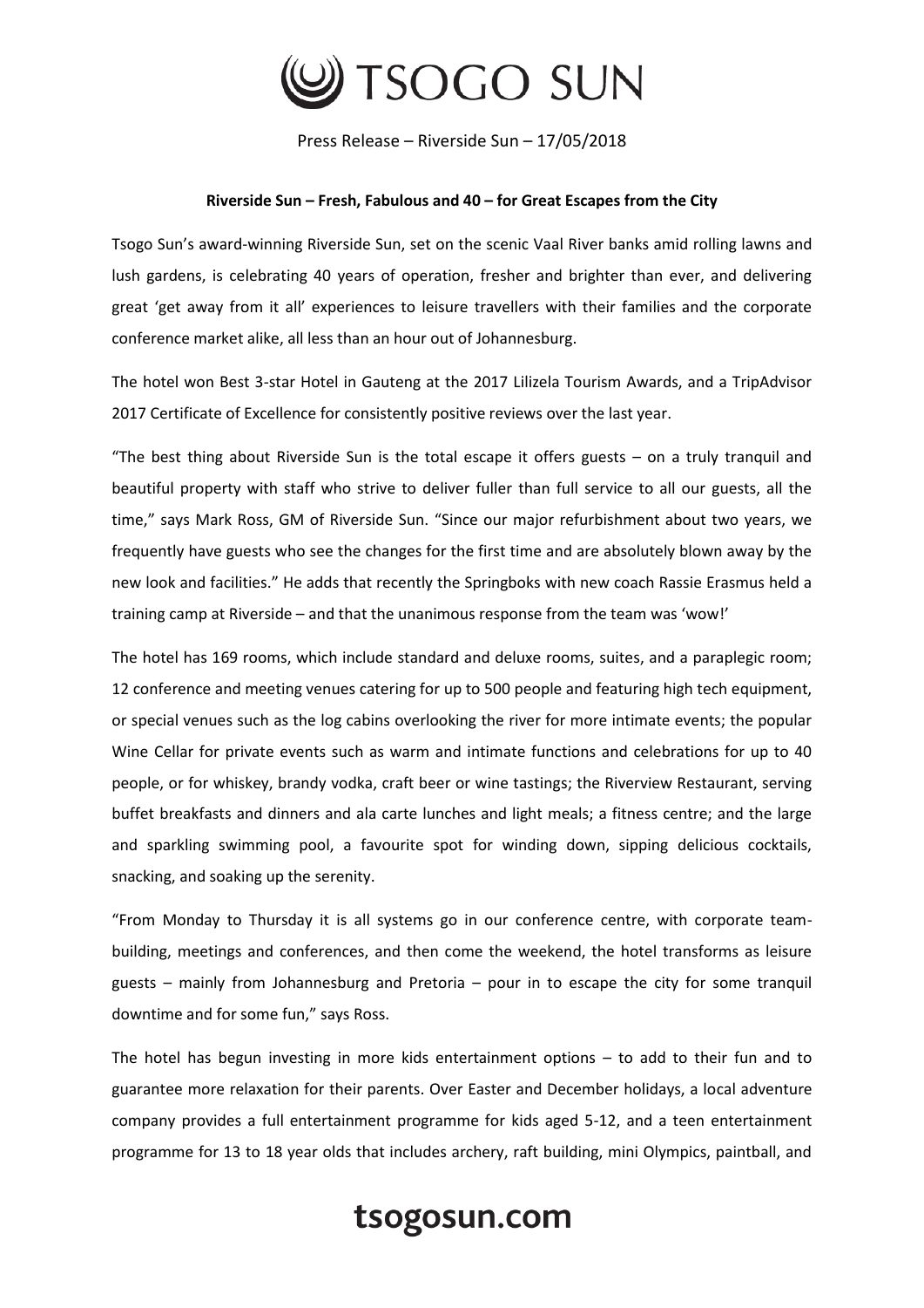Press Release – Riverside Sun – 17/05/2018

**Riverside Sun – Fresh, Fabulous and 40 – for Great Escapes from the City**

Tsogo Sun's award-winning Riverside Sun, set on the scenic Vaal River banks amid rolling lawns and lush gardens, is celebrating 40 years of operation, fresher and brighter than ever, and delivering great 'get away from it all' experiences to leisure travellers with their families and the corporate conference market alike, all less than an hour out of Johannesburg.

The hotel won Best 3-star Hotel in Gauteng at the 2017 Lilizela Tourism Awards, and a TripAdvisor 2017 Certificate of Excellence for consistently positive reviews over the last year.

"The best thing about Riverside Sun is the total escape it offers guests – on a truly tranquil and beautiful property with staff who strive to deliver fuller than full service to all our guests, all the time," says Mark Ross, GM of Riverside Sun. "Since our major refurbishment about two years, we frequently have guests who see the changes for the first time and are absolutely blown away by the new look and facilities." He adds that recently the Springboks with new coach Rassie Erasmus held a training camp at Riverside – and that the unanimous response from the team was 'wow!'

The hotel has 169 rooms, which include standard and deluxe rooms, suites, and a paraplegic room; 12 conference and meeting venues catering for up to 500 people and featuring high tech equipment, or special venues such as the log cabins overlooking the river for more intimate events; the popular Wine Cellar for private events such as warm and intimate functions and celebrations for up to 40 people, or for whiskey, brandy vodka, craft beer or wine tastings; the Riverview Restaurant, serving buffet breakfasts and dinners and ala carte lunches and light meals; a fitness centre; and the large and sparkling swimming pool, a favourite spot for winding down, sipping delicious cocktails, snacking, and soaking up the serenity.

"From Monday to Thursday it is all systems go in our conference centre, with corporate team-building, meetings and conferences, and then come the weekend, the hotel transforms as leisure guests – mainly from Johannesburg and Pretoria – pour in to escape the city for some tranquil downtime and for some fun," says Ross.

The hotel has begun investing in more kids entertainment options – to add to their fun and to guarantee more relaxation for their parents. Over Easter and December holidays, a local adventure company provides a full entertainment programme for kids aged 5-12, and a teen entertainment programme for 13 to 18 year olds that includes archery, raft building, mini Olympics, paintball, and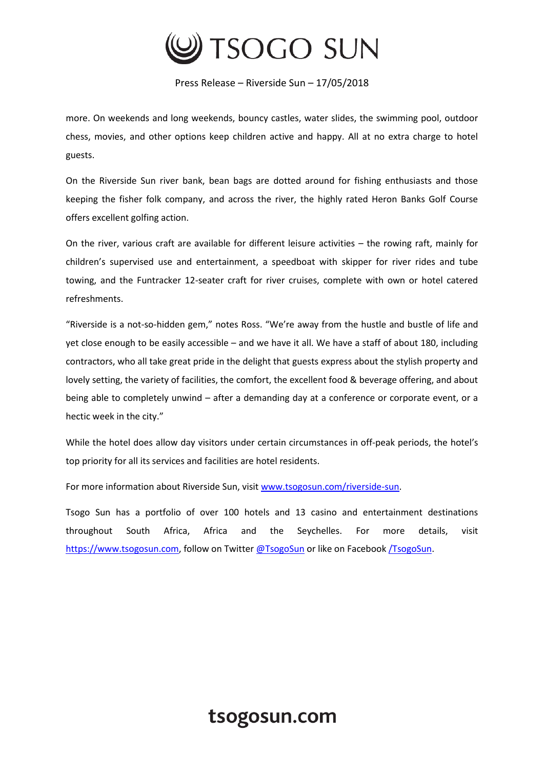more. On weekends and long weekends, bouncy castles, water slides, the swimming pool, outdoor chess, movies, and other options keep children active and happy. All at no extra charge to hotel guests.

On the Riverside Sun river bank, bean bags are dotted around for fishing enthusiasts and those keeping the fisher folk company, and across the river, the highly rated Heron Banks Golf Course offers excellent golfing action.

On the river, various craft are available for different leisure activities – the rowing raft, mainly for children's supervised use and entertainment, a speedboat with skipper for river rides and tube towing, and the Funtracker 12-seater craft for river cruises, complete with own or hotel catered refreshments.

"Riverside is a not-so-hidden gem," notes Ross. "We're away from the hustle and bustle of life and yet close enough to be easily accessible – and we have it all. We have a staff of about 180, including contractors, who all take great pride in the delight that guests express about the stylish property and lovely setting, the variety of facilities, the comfort, the excellent food & beverage offering, and about being able to completely unwind – after a demanding day at a conference or corporate event, or a hectic week in the city."

While the hotel does allow day visitors under certain circumstances in off-peak periods, the hotel's top priority for all its services and facilities are hotel residents.

For more information about Riverside Sun, visit www.tsogosun.com/riverside-sun.

Tsogo Sun has a portfolio of over 100 hotels and 13 casino and entertainment destinations throughout South Africa, Africa and the Seychelles. For more details, visit https://www.tsogosun.com, follow on Twitter @TsogoSun or like on Facebook /TsogoSun.